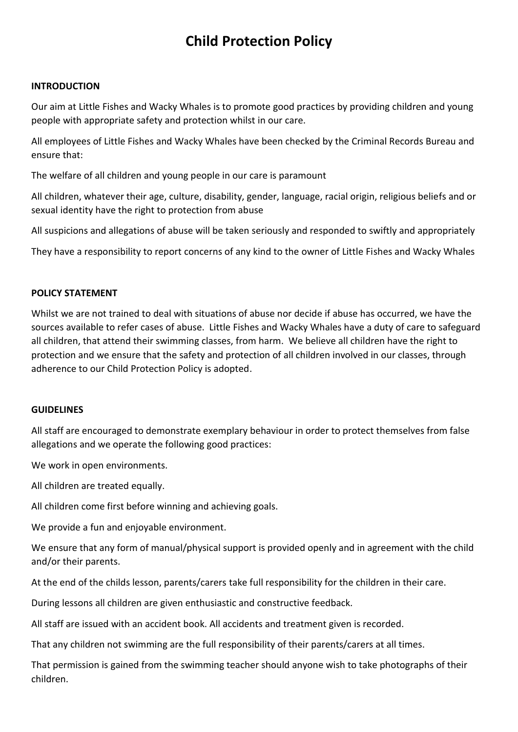# Child Protection Policy

**INTRODUCTION**

Our aim at Little Fishes and Wacky Whales is to promote good practices by providing children and young people with appropriate safety and protection whilst in our care.

All employees of Little Fishes and Wacky Whales have been checked by the Criminal Records Bureau and ensure that:

The welfare of all children and young people in our care is paramount

All children, whatever their age, culture, disability, gender, language, racial origin, religious beliefs and or sexual identity have the right to protection from abuse

All suspicions and allegations of abuse will be taken seriously and responded to swiftly and appropriately

They have a responsibility to report concerns of any kind to the owner of Little Fishes and Wacky Whales

**POLICY STATEMENT**

Whilst we are not trained to deal with situations of abuse nor decide if abuse has occurred, we have the sources available to refer cases of abuse. Little Fishes and Wacky Whales have a duty of care to safeguard all children, that attend their swimming classes, from harm. We believe all children have the right to protection and we ensure that the safety and protection of all children involved in our classes, through adherence to our Child Protection Policy is adopted.

**GUIDELINES**

All staff are encouraged to demonstrate exemplary behaviour in order to protect themselves from false allegations and we operate the following good practices:

We work in open environments.

All children are treated equally.

All children come first before winning and achieving goals.

We provide a fun and enjoyable environment.

We ensure that any form of manual/physical support is provided openly and in agreement with the child and/or their parents.

At the end of the childs lesson, parents/carers take full responsibility for the children in their care.

During lessons all children are given enthusiastic and constructive feedback.

All staff are issued with an accident book. All accidents and treatment given is recorded.

That any children not swimming are the full responsibility of their parents/carers at all times.

That permission is gained from the swimming teacher should anyone wish to take photographs of their children.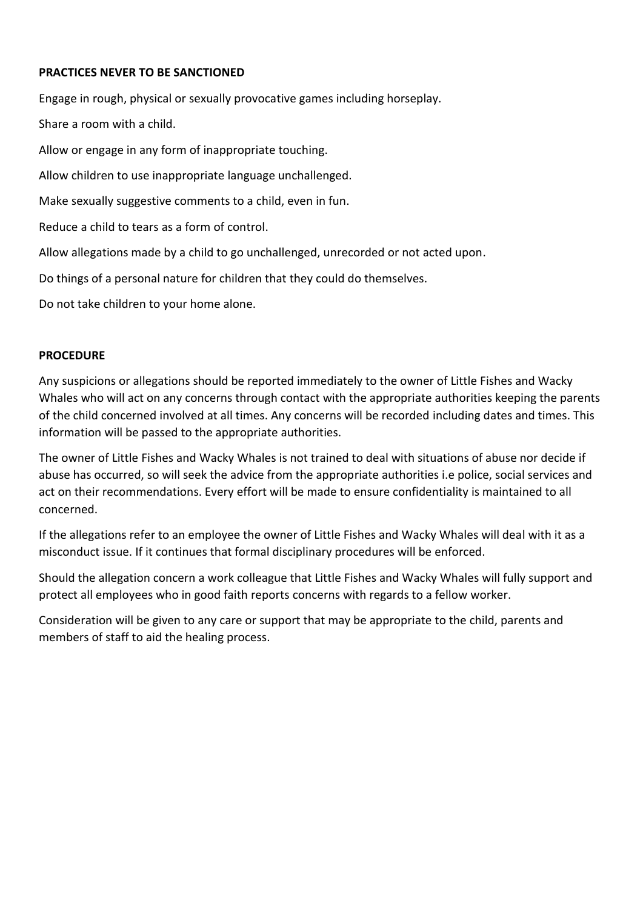**PRACTICES NEVER TO BE SANCTIONED**

Engage in rough, physical or sexually provocative games including horseplay.

Share a room with a child.

Allow or engage in any form of inappropriate touching.

Allow children to use inappropriate language unchallenged.

Make sexually suggestive comments to a child, even in fun.

Reduce a child to tears as a form of control.

Allow allegations made by a child to go unchallenged, unrecorded or not acted upon.

Do things of a personal nature for children that they could do themselves.

Do not take children to your home alone.

**PROCEDURE**

Any suspicions or allegations should be reported immediately to the owner of Little Fishes and Wacky Whales who will act on any concerns through contact with the appropriate authorities keeping the parents of the child concerned involved at all times. Any concerns will be recorded including dates and times. This information will be passed to the appropriate authorities.

The owner of Little Fishes and Wacky Whales is not trained to deal with situations of abuse nor decide if abuse has occurred, so will seek the advice from the appropriate authorities i.e police, social services and act on their recommendations. Every effort will be made to ensure confidentiality is maintained to all concerned.

If the allegations refer to an employee the owner of Little Fishes and Wacky Whales will deal with it as a misconduct issue. If it continues that formal disciplinary procedures will be enforced.

Should the allegation concern a work colleague that Little Fishes and Wacky Whales will fully support and protect all employees who in good faith reports concerns with regards to a fellow worker.

Consideration will be given to any care or support that may be appropriate to the child, parents and members of staff to aid the healing process.